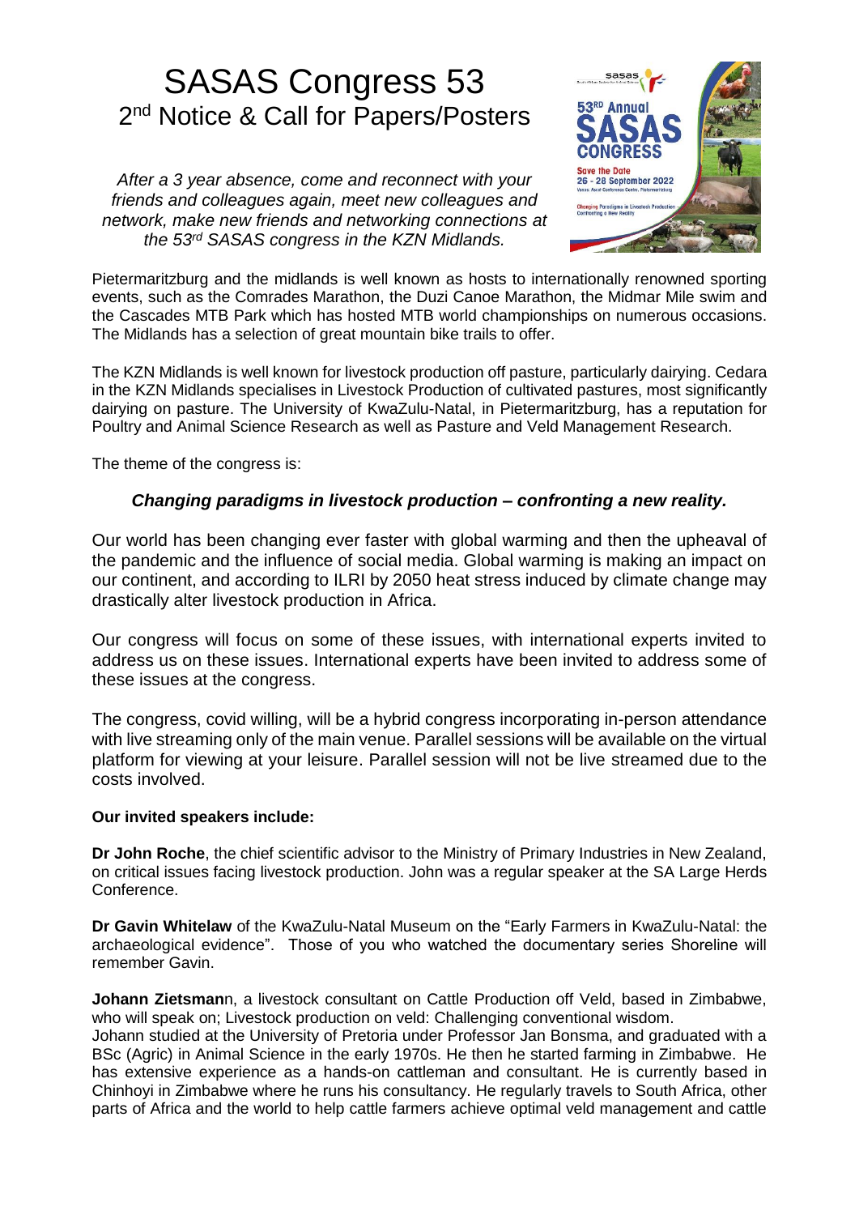# SASAS Congress 53
## 2nd Notice & Call for Papers/Posters

*After a 3 year absence, come and reconnect with your friends and colleagues again, meet new colleagues and network, make new friends and networking connections at the 53rd SASAS congress in the KZN Midlands.*

Pietermaritzburg and the midlands is well known as hosts to internationally renowned sporting events, such as the Comrades Marathon, the Duzi Canoe Marathon, the Midmar Mile swim and the Cascades MTB Park which has hosted MTB world championships on numerous occasions. The Midlands has a selection of great mountain bike trails to offer.

The KZN Midlands is well known for livestock production off pasture, particularly dairying. Cedara in the KZN Midlands specialises in Livestock Production of cultivated pastures, most significantly dairying on pasture. The University of KwaZulu-Natal, in Pietermaritzburg, has a reputation for Poultry and Animal Science Research as well as Pasture and Veld Management Research.

The theme of the congress is:

***Changing paradigms in livestock production – confronting a new reality.***

Our world has been changing ever faster with global warming and then the upheaval of the pandemic and the influence of social media. Global warming is making an impact on our continent, and according to ILRI by 2050 heat stress induced by climate change may drastically alter livestock production in Africa.

Our congress will focus on some of these issues, with international experts invited to address us on these issues. International experts have been invited to address some of these issues at the congress.

The congress, covid willing, will be a hybrid congress incorporating in-person attendance with live streaming only of the main venue. Parallel sessions will be available on the virtual platform for viewing at your leisure. Parallel session will not be live streamed due to the costs involved.

**Our invited speakers include:**

**Dr John Roche**, the chief scientific advisor to the Ministry of Primary Industries in New Zealand, on critical issues facing livestock production. John was a regular speaker at the SA Large Herds Conference.

**Dr Gavin Whitelaw** of the KwaZulu-Natal Museum on the "Early Farmers in KwaZulu-Natal: the archaeological evidence". Those of you who watched the documentary series Shoreline will remember Gavin.

**Johann Zietsman**n, a livestock consultant on Cattle Production off Veld, based in Zimbabwe, who will speak on; Livestock production on veld: Challenging conventional wisdom.
Johann studied at the University of Pretoria under Professor Jan Bonsma, and graduated with a BSc (Agric) in Animal Science in the early 1970s. He then he started farming in Zimbabwe. He has extensive experience as a hands-on cattleman and consultant. He is currently based in Chinhoyi in Zimbabwe where he runs his consultancy. He regularly travels to South Africa, other parts of Africa and the world to help cattle farmers achieve optimal veld management and cattle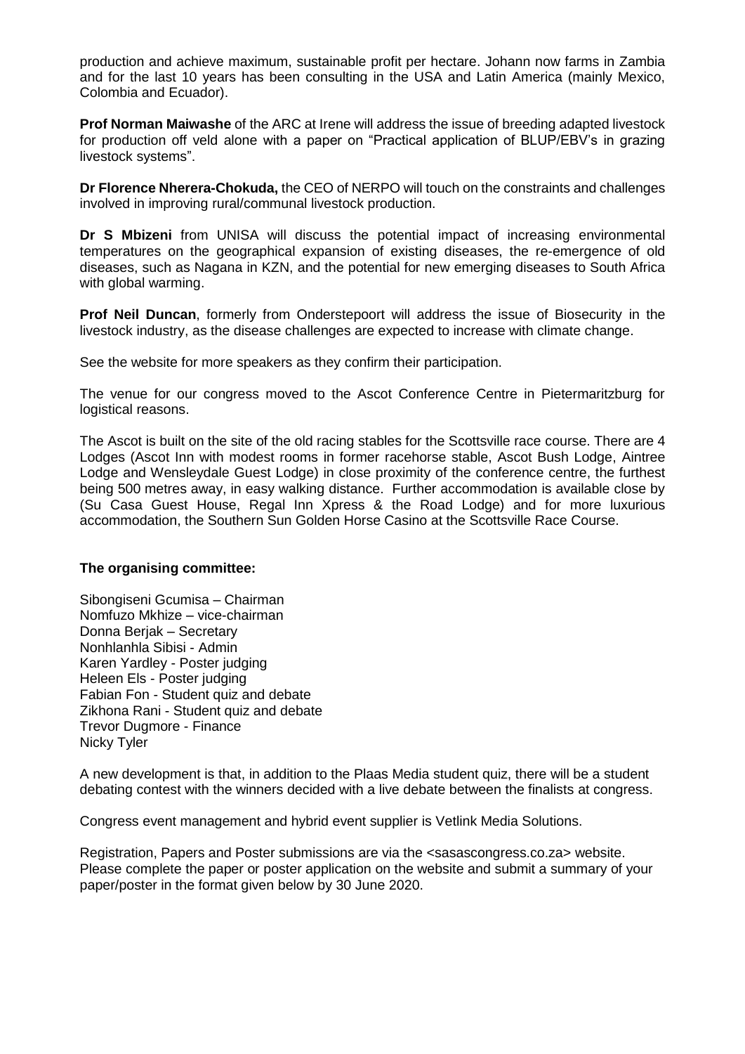production and achieve maximum, sustainable profit per hectare. Johann now farms in Zambia and for the last 10 years has been consulting in the USA and Latin America (mainly Mexico, Colombia and Ecuador).

**Prof Norman Maiwashe** of the ARC at Irene will address the issue of breeding adapted livestock for production off veld alone with a paper on "Practical application of BLUP/EBV's in grazing livestock systems".

**Dr Florence Nherera-Chokuda,** the CEO of NERPO will touch on the constraints and challenges involved in improving rural/communal livestock production.

**Dr S Mbizeni** from UNISA will discuss the potential impact of increasing environmental temperatures on the geographical expansion of existing diseases, the re-emergence of old diseases, such as Nagana in KZN, and the potential for new emerging diseases to South Africa with global warming.

**Prof Neil Duncan**, formerly from Onderstepoort will address the issue of Biosecurity in the livestock industry, as the disease challenges are expected to increase with climate change.

See the website for more speakers as they confirm their participation.

The venue for our congress moved to the Ascot Conference Centre in Pietermaritzburg for logistical reasons.

The Ascot is built on the site of the old racing stables for the Scottsville race course. There are 4 Lodges (Ascot Inn with modest rooms in former racehorse stable, Ascot Bush Lodge, Aintree Lodge and Wensleydale Guest Lodge) in close proximity of the conference centre, the furthest being 500 metres away, in easy walking distance. Further accommodation is available close by (Su Casa Guest House, Regal Inn Xpress & the Road Lodge) and for more luxurious accommodation, the Southern Sun Golden Horse Casino at the Scottsville Race Course.

**The organising committee:**

Sibongiseni Gcumisa – Chairman
Nomfuzo Mkhize – vice-chairman
Donna Berjak – Secretary
Nonhlanhla Sibisi - Admin
Karen Yardley - Poster judging
Heleen Els - Poster judging
Fabian Fon - Student quiz and debate
Zikhona Rani - Student quiz and debate
Trevor Dugmore - Finance
Nicky Tyler

A new development is that, in addition to the Plaas Media student quiz, there will be a student debating contest with the winners decided with a live debate between the finalists at congress.

Congress event management and hybrid event supplier is Vetlink Media Solutions.

Registration, Papers and Poster submissions are via the <sasascongress.co.za> website. Please complete the paper or poster application on the website and submit a summary of your paper/poster in the format given below by 30 June 2020.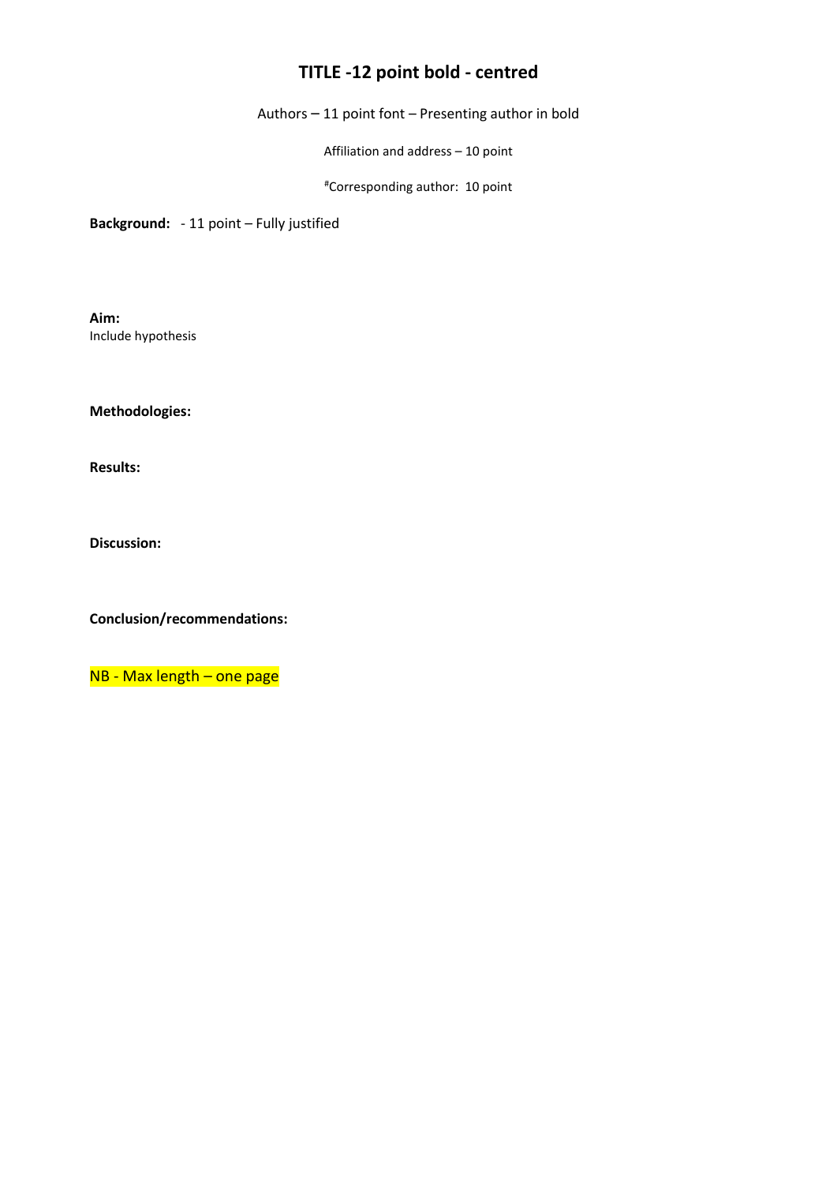# TITLE -12 point bold - centred

Authors – 11 point font – Presenting author in bold

Affiliation and address – 10 point

#Corresponding author: 10 point

**Background:** - 11 point – Fully justified

**Aim:**

Include hypothesis

**Methodologies:**

**Results:**

**Discussion:**

**Conclusion/recommendations:**

NB - Max length – one page